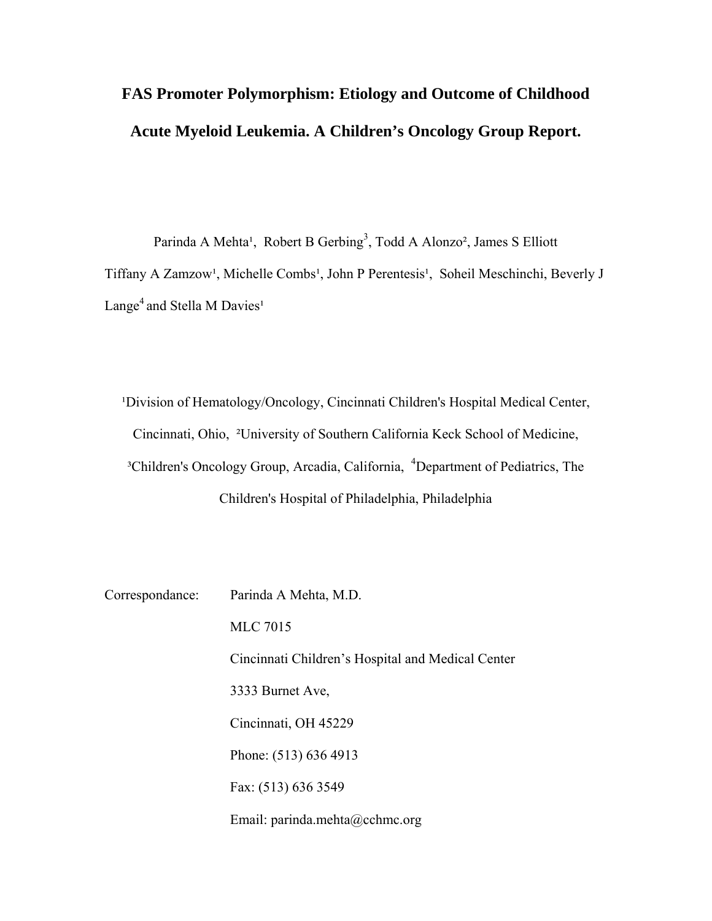# FAS Promoter Polymorphism: Etiology and Outcome of Childhood Acute Myeloid Leukemia. A Children's Oncology Group Report.

Parinda A Mehta[1], Robert B Gerbing[3], Todd A Alonzo[2], James S Elliott Tiffany A Zamzow[1], Michelle Combs[1], John P Perentesis[1], Soheil Meschinchi, Beverly J Lange[4] and Stella M Davies[1]

[1]Division of Hematology/Oncology, Cincinnati Children's Hospital Medical Center, Cincinnati, Ohio, [2]University of Southern California Keck School of Medicine, [3]Children's Oncology Group, Arcadia, California, [4]Department of Pediatrics, The Children's Hospital of Philadelphia, Philadelphia

Correspondance: Parinda A Mehta, M.D.

MLC 7015

Cincinnati Children's Hospital and Medical Center

3333 Burnet Ave,

Cincinnati, OH 45229

Phone: (513) 636 4913

Fax: (513) 636 3549

Email: parinda.mehta@cchmc.org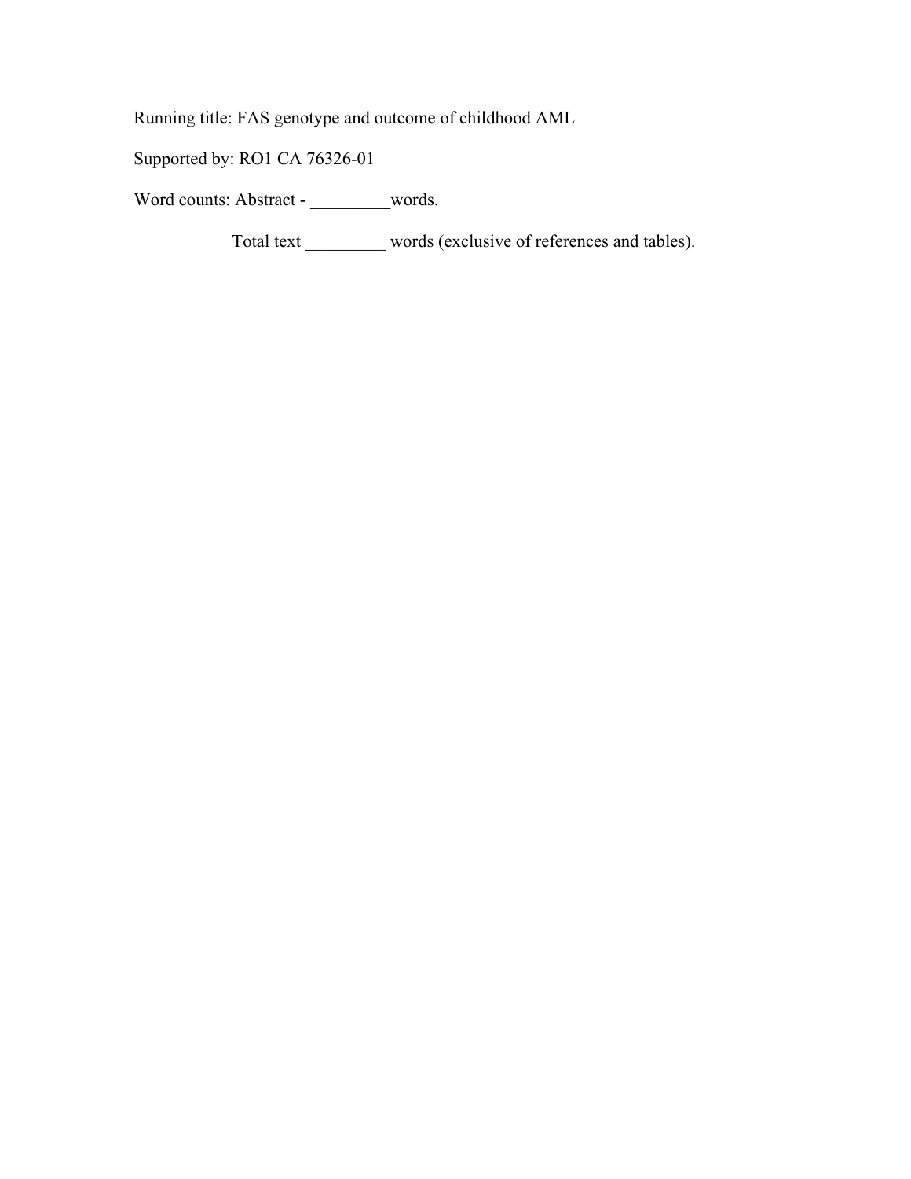Running title: FAS genotype and outcome of childhood AML

Supported by: RO1 CA 76326-01

Word counts: Abstract - _________words.

Total text _________ words (exclusive of references and tables).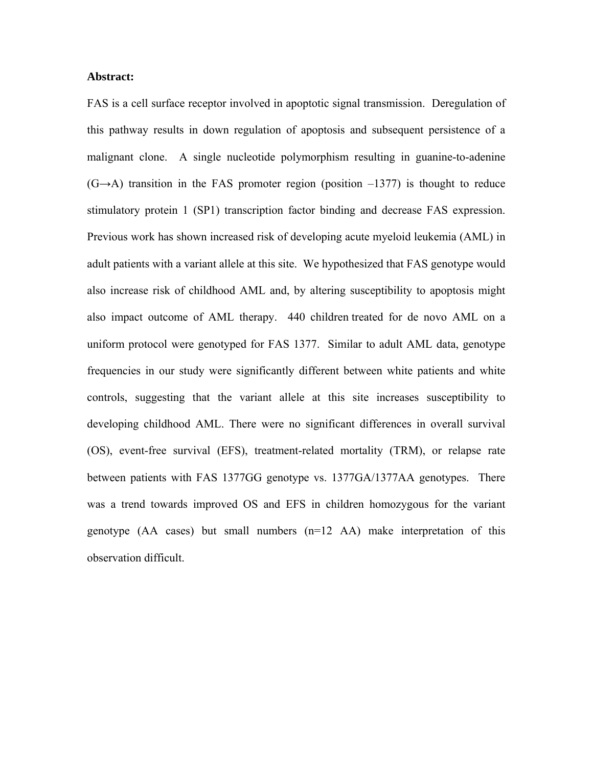**Abstract:**

FAS is a cell surface receptor involved in apoptotic signal transmission. Deregulation of this pathway results in down regulation of apoptosis and subsequent persistence of a malignant clone. A single nucleotide polymorphism resulting in guanine-to-adenine (G→A) transition in the FAS promoter region (position –1377) is thought to reduce stimulatory protein 1 (SP1) transcription factor binding and decrease FAS expression. Previous work has shown increased risk of developing acute myeloid leukemia (AML) in adult patients with a variant allele at this site. We hypothesized that FAS genotype would also increase risk of childhood AML and, by altering susceptibility to apoptosis might also impact outcome of AML therapy. 440 children treated for de novo AML on a uniform protocol were genotyped for FAS 1377. Similar to adult AML data, genotype frequencies in our study were significantly different between white patients and white controls, suggesting that the variant allele at this site increases susceptibility to developing childhood AML. There were no significant differences in overall survival (OS), event-free survival (EFS), treatment-related mortality (TRM), or relapse rate between patients with FAS 1377GG genotype vs. 1377GA/1377AA genotypes. There was a trend towards improved OS and EFS in children homozygous for the variant genotype (AA cases) but small numbers (n=12 AA) make interpretation of this observation difficult.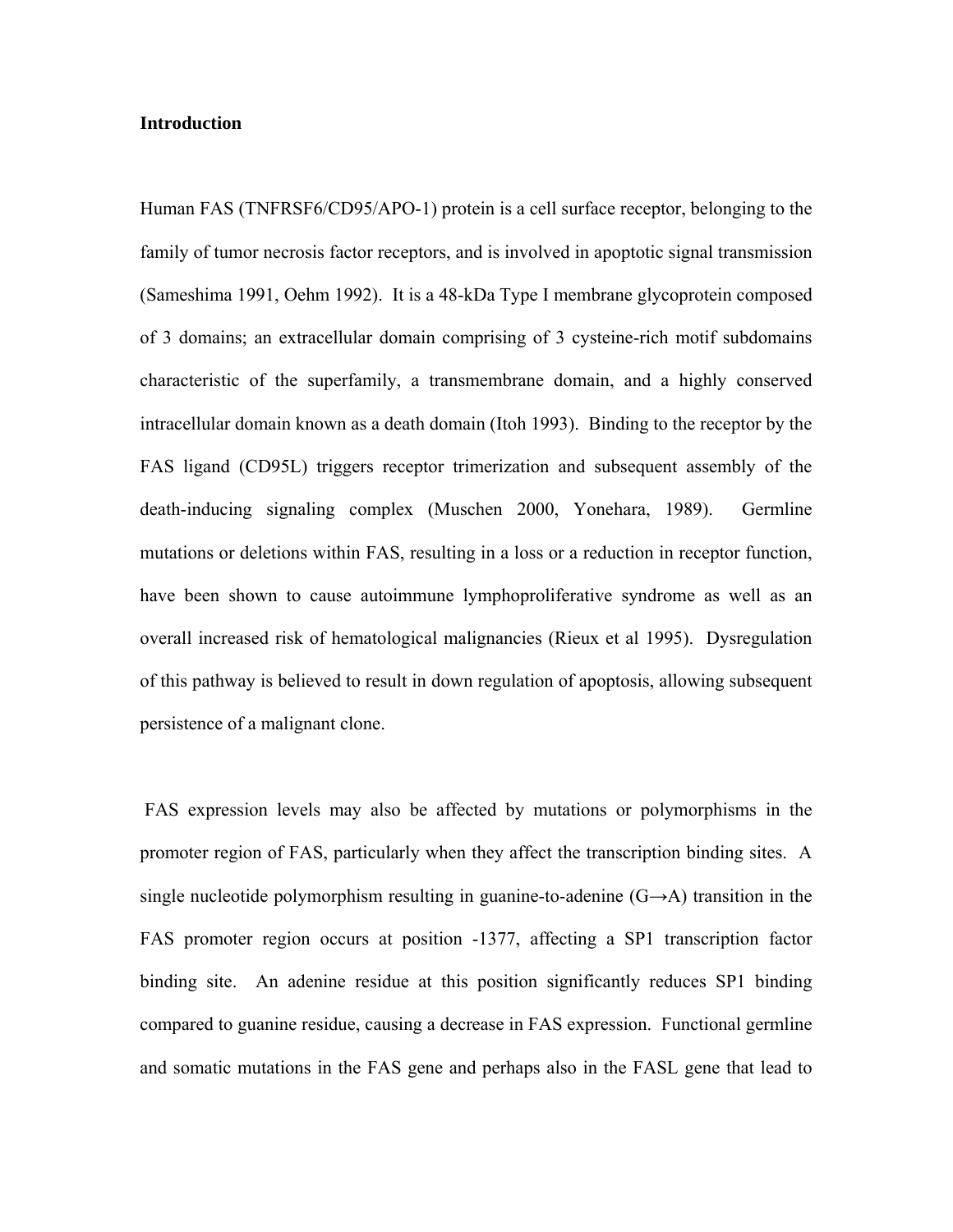# Introduction

Human FAS (TNFRSF6/CD95/APO-1) protein is a cell surface receptor, belonging to the family of tumor necrosis factor receptors, and is involved in apoptotic signal transmission (Sameshima 1991, Oehm 1992). It is a 48-kDa Type I membrane glycoprotein composed of 3 domains; an extracellular domain comprising of 3 cysteine-rich motif subdomains characteristic of the superfamily, a transmembrane domain, and a highly conserved intracellular domain known as a death domain (Itoh 1993). Binding to the receptor by the FAS ligand (CD95L) triggers receptor trimerization and subsequent assembly of the death-inducing signaling complex (Muschen 2000, Yonehara, 1989). Germline mutations or deletions within FAS, resulting in a loss or a reduction in receptor function, have been shown to cause autoimmune lymphoproliferative syndrome as well as an overall increased risk of hematological malignancies (Rieux et al 1995). Dysregulation of this pathway is believed to result in down regulation of apoptosis, allowing subsequent persistence of a malignant clone.

FAS expression levels may also be affected by mutations or polymorphisms in the promoter region of FAS, particularly when they affect the transcription binding sites. A single nucleotide polymorphism resulting in guanine-to-adenine (G→A) transition in the FAS promoter region occurs at position -1377, affecting a SP1 transcription factor binding site. An adenine residue at this position significantly reduces SP1 binding compared to guanine residue, causing a decrease in FAS expression. Functional germline and somatic mutations in the FAS gene and perhaps also in the FASL gene that lead to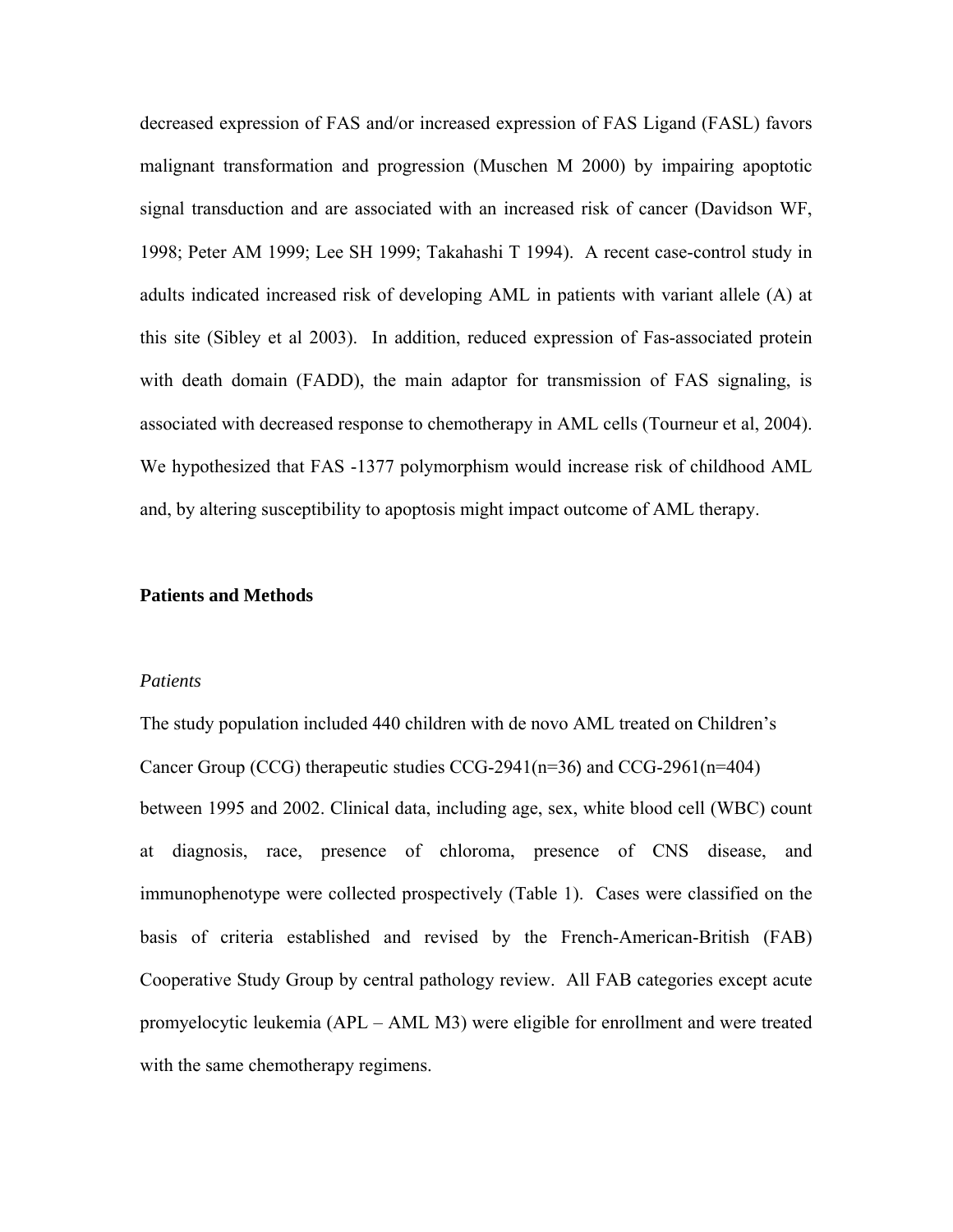decreased expression of FAS and/or increased expression of FAS Ligand (FASL) favors malignant transformation and progression (Muschen M 2000) by impairing apoptotic signal transduction and are associated with an increased risk of cancer (Davidson WF, 1998; Peter AM 1999; Lee SH 1999; Takahashi T 1994). A recent case-control study in adults indicated increased risk of developing AML in patients with variant allele (A) at this site (Sibley et al 2003). In addition, reduced expression of Fas-associated protein with death domain (FADD), the main adaptor for transmission of FAS signaling, is associated with decreased response to chemotherapy in AML cells (Tourneur et al, 2004). We hypothesized that FAS -1377 polymorphism would increase risk of childhood AML and, by altering susceptibility to apoptosis might impact outcome of AML therapy.

## Patients and Methods

### *Patients*

The study population included 440 children with de novo AML treated on Children's Cancer Group (CCG) therapeutic studies CCG-2941(n=36) and CCG-2961(n=404) between 1995 and 2002. Clinical data, including age, sex, white blood cell (WBC) count at diagnosis, race, presence of chloroma, presence of CNS disease, and immunophenotype were collected prospectively (Table 1). Cases were classified on the basis of criteria established and revised by the French-American-British (FAB) Cooperative Study Group by central pathology review. All FAB categories except acute promyelocytic leukemia (APL – AML M3) were eligible for enrollment and were treated with the same chemotherapy regimens.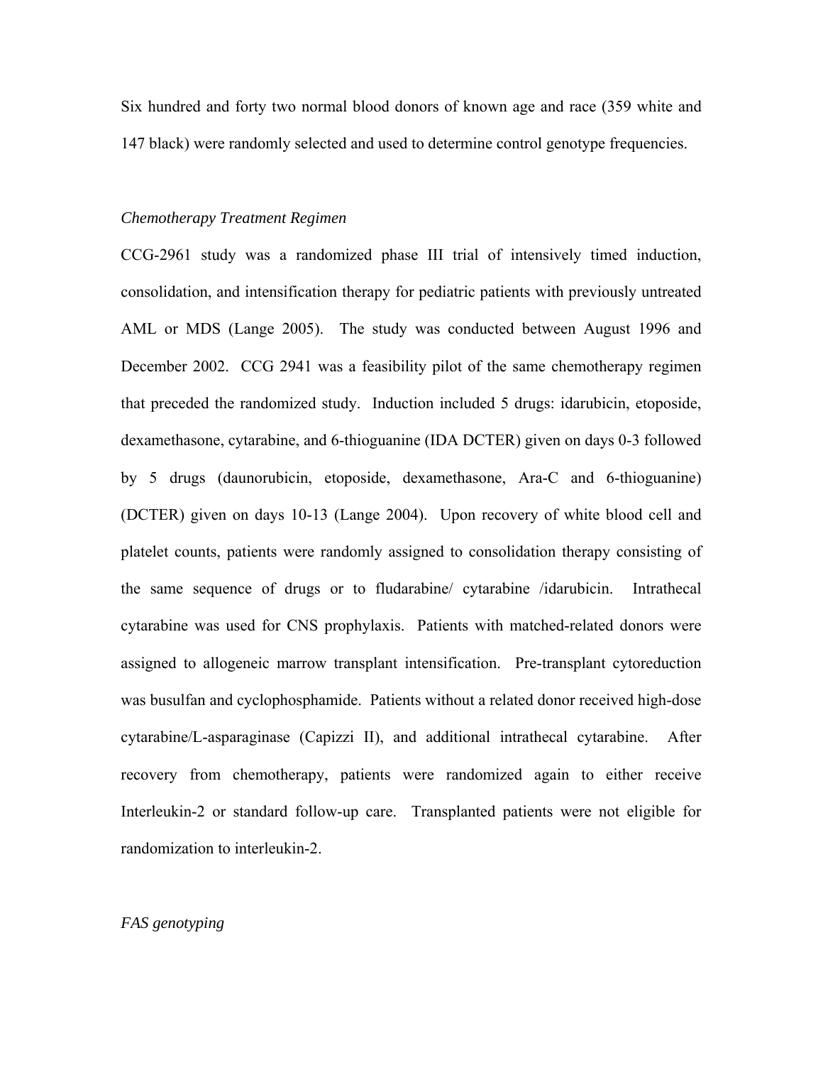Six hundred and forty two normal blood donors of known age and race (359 white and 147 black) were randomly selected and used to determine control genotype frequencies.

*Chemotherapy Treatment Regimen*

CCG-2961 study was a randomized phase III trial of intensively timed induction, consolidation, and intensification therapy for pediatric patients with previously untreated AML or MDS (Lange 2005). The study was conducted between August 1996 and December 2002. CCG 2941 was a feasibility pilot of the same chemotherapy regimen that preceded the randomized study. Induction included 5 drugs: idarubicin, etoposide, dexamethasone, cytarabine, and 6-thioguanine (IDA DCTER) given on days 0-3 followed by 5 drugs (daunorubicin, etoposide, dexamethasone, Ara-C and 6-thioguanine) (DCTER) given on days 10-13 (Lange 2004). Upon recovery of white blood cell and platelet counts, patients were randomly assigned to consolidation therapy consisting of the same sequence of drugs or to fludarabine/ cytarabine /idarubicin. Intrathecal cytarabine was used for CNS prophylaxis. Patients with matched-related donors were assigned to allogeneic marrow transplant intensification. Pre-transplant cytoreduction was busulfan and cyclophosphamide. Patients without a related donor received high-dose cytarabine/L-asparaginase (Capizzi II), and additional intrathecal cytarabine. After recovery from chemotherapy, patients were randomized again to either receive Interleukin-2 or standard follow-up care. Transplanted patients were not eligible for randomization to interleukin-2.

*FAS genotyping*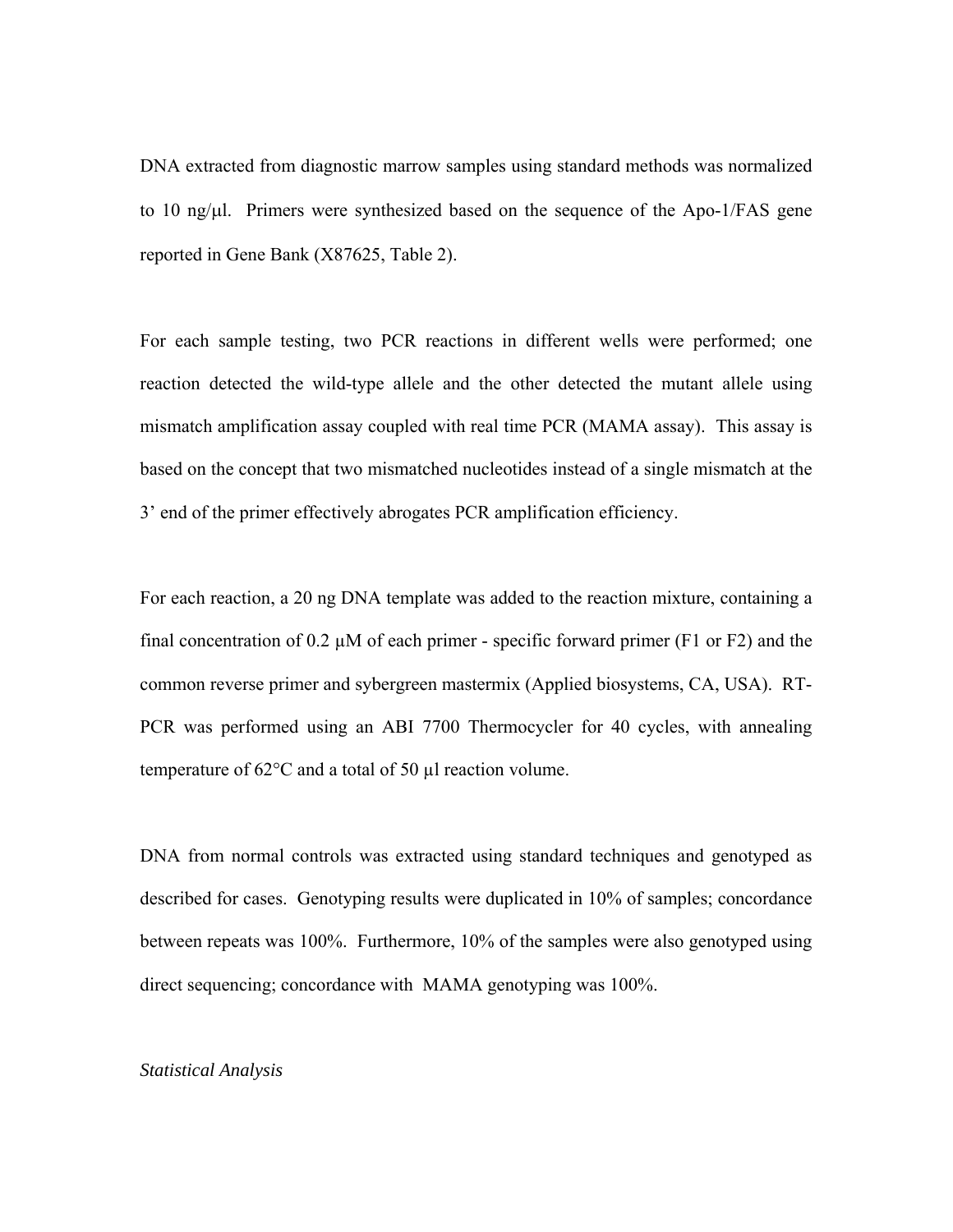DNA extracted from diagnostic marrow samples using standard methods was normalized to 10 ng/μl. Primers were synthesized based on the sequence of the Apo-1/FAS gene reported in Gene Bank (X87625, Table 2).

For each sample testing, two PCR reactions in different wells were performed; one reaction detected the wild-type allele and the other detected the mutant allele using mismatch amplification assay coupled with real time PCR (MAMA assay). This assay is based on the concept that two mismatched nucleotides instead of a single mismatch at the 3' end of the primer effectively abrogates PCR amplification efficiency.

For each reaction, a 20 ng DNA template was added to the reaction mixture, containing a final concentration of 0.2 μM of each primer - specific forward primer (F1 or F2) and the common reverse primer and sybergreen mastermix (Applied biosystems, CA, USA). RT-PCR was performed using an ABI 7700 Thermocycler for 40 cycles, with annealing temperature of 62°C and a total of 50 μl reaction volume.

DNA from normal controls was extracted using standard techniques and genotyped as described for cases. Genotyping results were duplicated in 10% of samples; concordance between repeats was 100%. Furthermore, 10% of the samples were also genotyped using direct sequencing; concordance with MAMA genotyping was 100%.

*Statistical Analysis*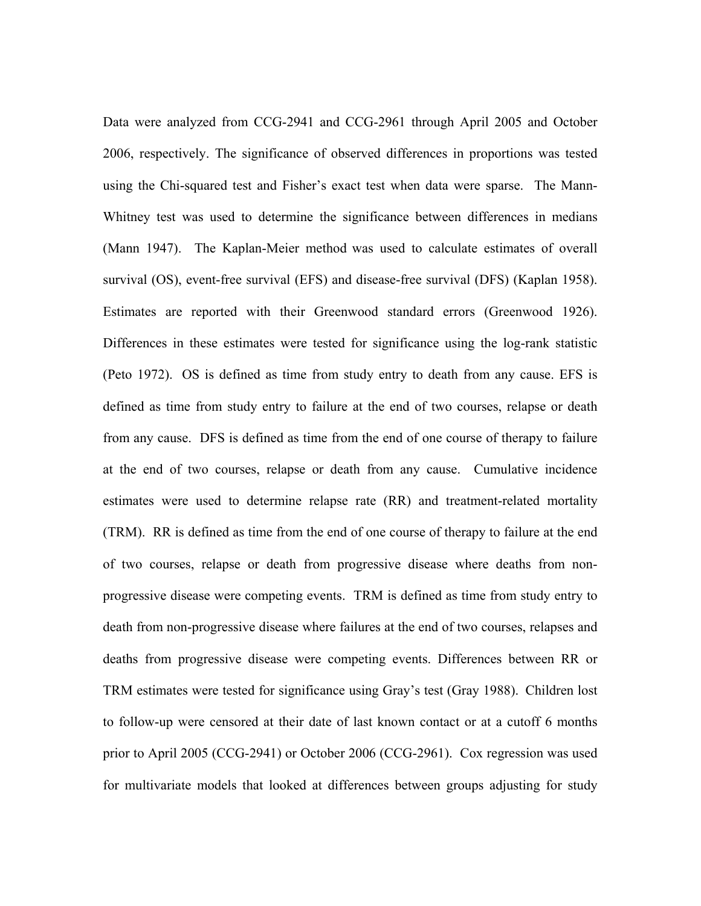Data were analyzed from CCG-2941 and CCG-2961 through April 2005 and October 2006, respectively. The significance of observed differences in proportions was tested using the Chi-squared test and Fisher's exact test when data were sparse. The Mann-Whitney test was used to determine the significance between differences in medians (Mann 1947). The Kaplan-Meier method was used to calculate estimates of overall survival (OS), event-free survival (EFS) and disease-free survival (DFS) (Kaplan 1958). Estimates are reported with their Greenwood standard errors (Greenwood 1926). Differences in these estimates were tested for significance using the log-rank statistic (Peto 1972). OS is defined as time from study entry to death from any cause. EFS is defined as time from study entry to failure at the end of two courses, relapse or death from any cause. DFS is defined as time from the end of one course of therapy to failure at the end of two courses, relapse or death from any cause. Cumulative incidence estimates were used to determine relapse rate (RR) and treatment-related mortality (TRM). RR is defined as time from the end of one course of therapy to failure at the end of two courses, relapse or death from progressive disease where deaths from non-progressive disease were competing events. TRM is defined as time from study entry to death from non-progressive disease where failures at the end of two courses, relapses and deaths from progressive disease were competing events. Differences between RR or TRM estimates were tested for significance using Gray's test (Gray 1988). Children lost to follow-up were censored at their date of last known contact or at a cutoff 6 months prior to April 2005 (CCG-2941) or October 2006 (CCG-2961). Cox regression was used for multivariate models that looked at differences between groups adjusting for study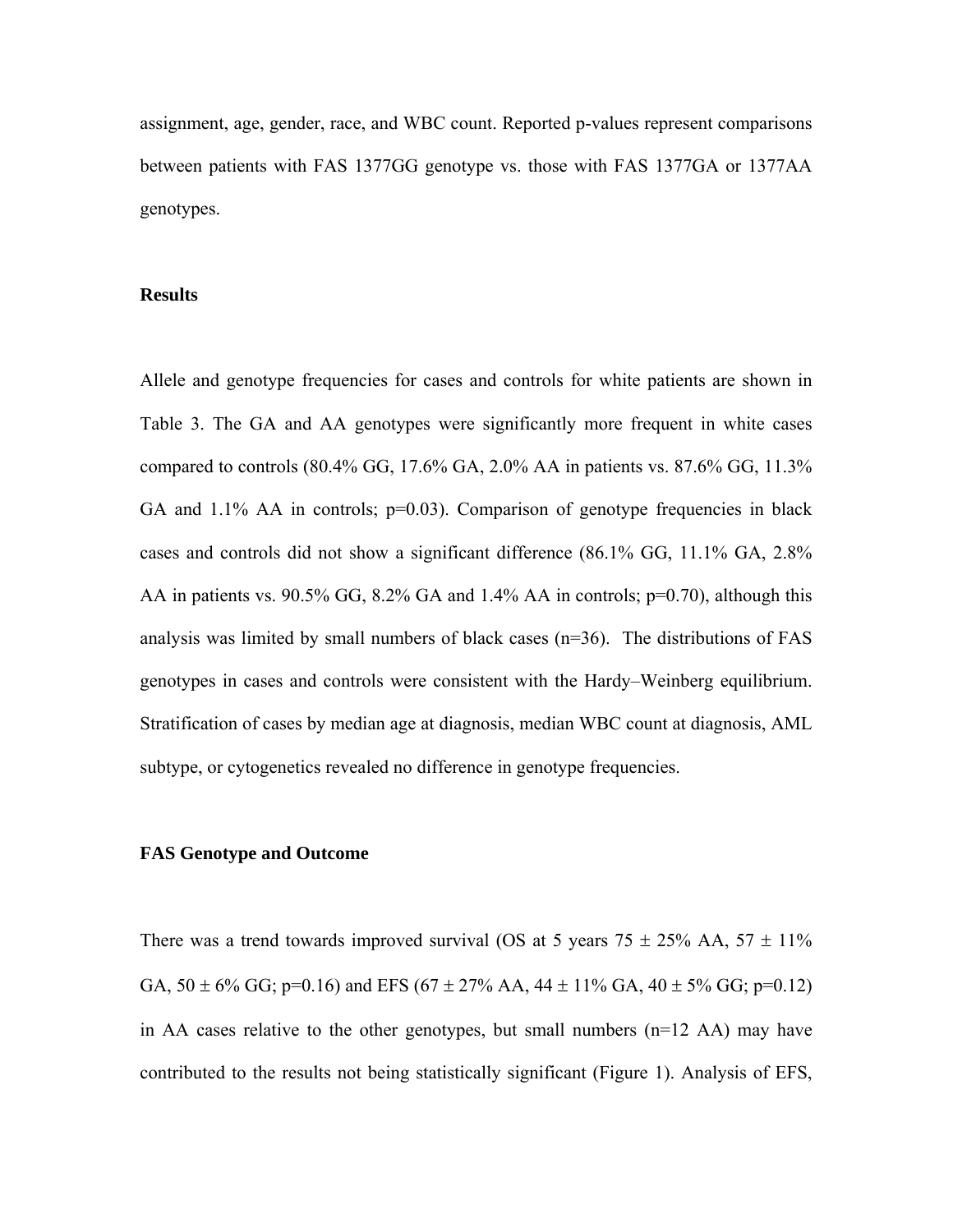assignment, age, gender, race, and WBC count. Reported p-values represent comparisons between patients with FAS 1377GG genotype vs. those with FAS 1377GA or 1377AA genotypes.

## Results

Allele and genotype frequencies for cases and controls for white patients are shown in Table 3. The GA and AA genotypes were significantly more frequent in white cases compared to controls (80.4% GG, 17.6% GA, 2.0% AA in patients vs. 87.6% GG, 11.3% GA and 1.1% AA in controls; p=0.03). Comparison of genotype frequencies in black cases and controls did not show a significant difference (86.1% GG, 11.1% GA, 2.8% AA in patients vs. 90.5% GG, 8.2% GA and 1.4% AA in controls; p=0.70), although this analysis was limited by small numbers of black cases (n=36). The distributions of FAS genotypes in cases and controls were consistent with the Hardy–Weinberg equilibrium. Stratification of cases by median age at diagnosis, median WBC count at diagnosis, AML subtype, or cytogenetics revealed no difference in genotype frequencies.

### FAS Genotype and Outcome

There was a trend towards improved survival (OS at 5 years 75 ± 25% AA, 57 ± 11% GA, 50 ± 6% GG; p=0.16) and EFS (67 ± 27% AA, 44 ± 11% GA, 40 ± 5% GG; p=0.12) in AA cases relative to the other genotypes, but small numbers (n=12 AA) may have contributed to the results not being statistically significant (Figure 1). Analysis of EFS,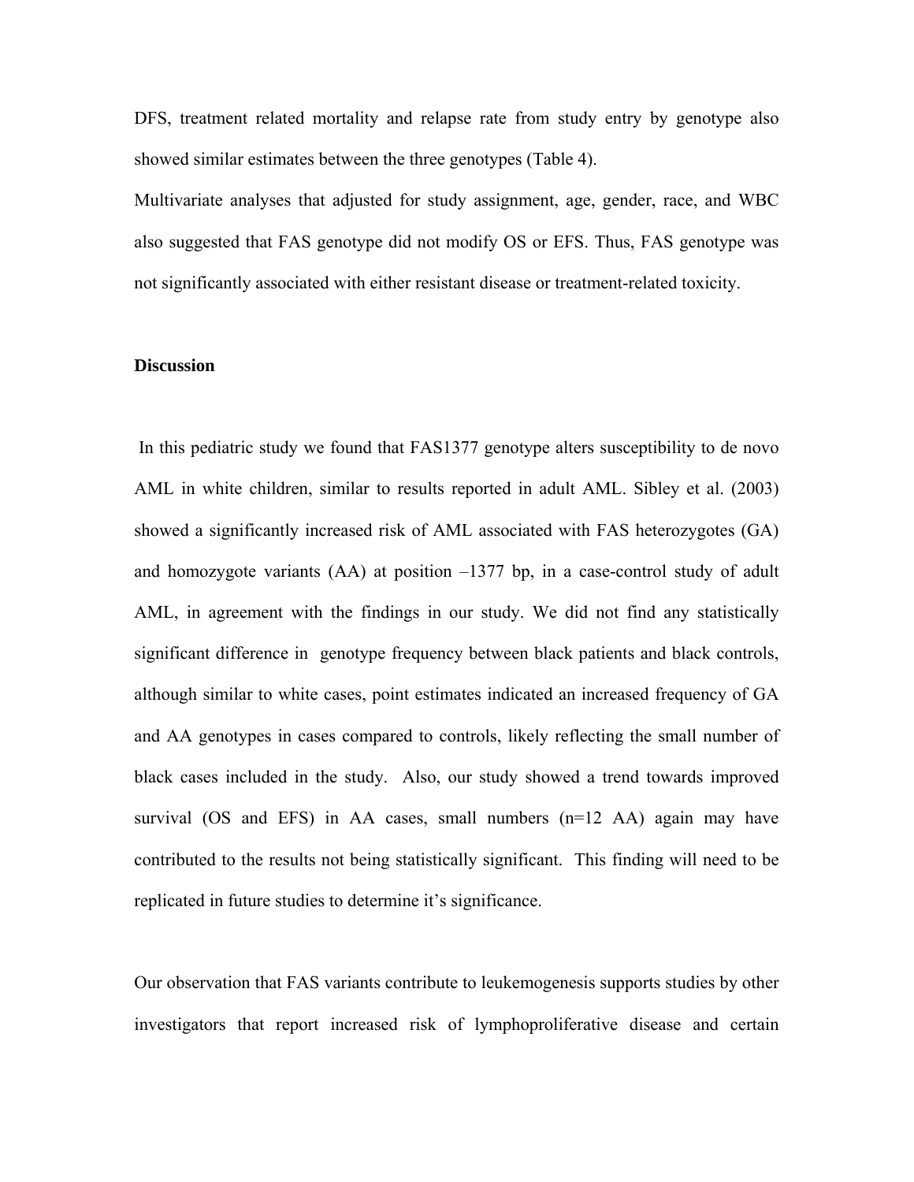DFS, treatment related mortality and relapse rate from study entry by genotype also showed similar estimates between the three genotypes (Table 4).

Multivariate analyses that adjusted for study assignment, age, gender, race, and WBC also suggested that FAS genotype did not modify OS or EFS. Thus, FAS genotype was not significantly associated with either resistant disease or treatment-related toxicity.

**Discussion**

In this pediatric study we found that FAS1377 genotype alters susceptibility to de novo AML in white children, similar to results reported in adult AML. Sibley et al. (2003) showed a significantly increased risk of AML associated with FAS heterozygotes (GA) and homozygote variants (AA) at position –1377 bp, in a case-control study of adult AML, in agreement with the findings in our study. We did not find any statistically significant difference in genotype frequency between black patients and black controls, although similar to white cases, point estimates indicated an increased frequency of GA and AA genotypes in cases compared to controls, likely reflecting the small number of black cases included in the study. Also, our study showed a trend towards improved survival (OS and EFS) in AA cases, small numbers (n=12 AA) again may have contributed to the results not being statistically significant. This finding will need to be replicated in future studies to determine it's significance.

Our observation that FAS variants contribute to leukemogenesis supports studies by other investigators that report increased risk of lymphoproliferative disease and certain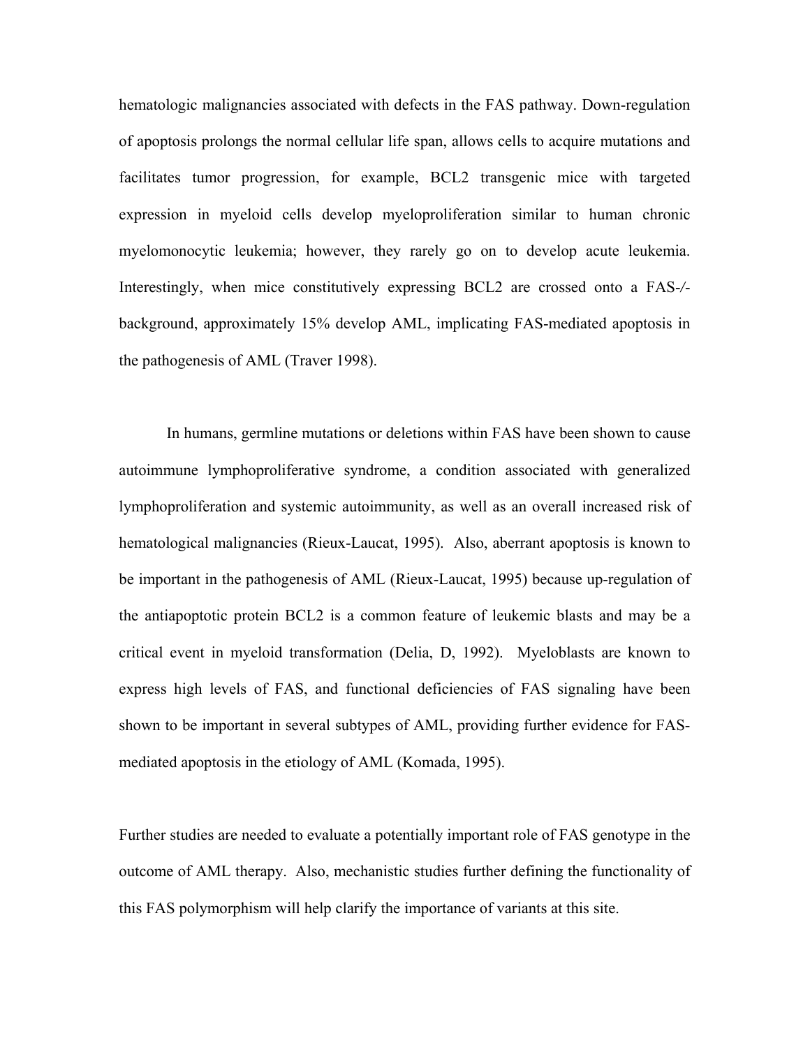hematologic malignancies associated with defects in the FAS pathway. Down-regulation of apoptosis prolongs the normal cellular life span, allows cells to acquire mutations and facilitates tumor progression, for example, BCL2 transgenic mice with targeted expression in myeloid cells develop myeloproliferation similar to human chronic myelomonocytic leukemia; however, they rarely go on to develop acute leukemia. Interestingly, when mice constitutively expressing BCL2 are crossed onto a FAS-/- background, approximately 15% develop AML, implicating FAS-mediated apoptosis in the pathogenesis of AML (Traver 1998).

In humans, germline mutations or deletions within FAS have been shown to cause autoimmune lymphoproliferative syndrome, a condition associated with generalized lymphoproliferation and systemic autoimmunity, as well as an overall increased risk of hematological malignancies (Rieux-Laucat, 1995). Also, aberrant apoptosis is known to be important in the pathogenesis of AML (Rieux-Laucat, 1995) because up-regulation of the antiapoptotic protein BCL2 is a common feature of leukemic blasts and may be a critical event in myeloid transformation (Delia, D, 1992). Myeloblasts are known to express high levels of FAS, and functional deficiencies of FAS signaling have been shown to be important in several subtypes of AML, providing further evidence for FAS-mediated apoptosis in the etiology of AML (Komada, 1995).

Further studies are needed to evaluate a potentially important role of FAS genotype in the outcome of AML therapy. Also, mechanistic studies further defining the functionality of this FAS polymorphism will help clarify the importance of variants at this site.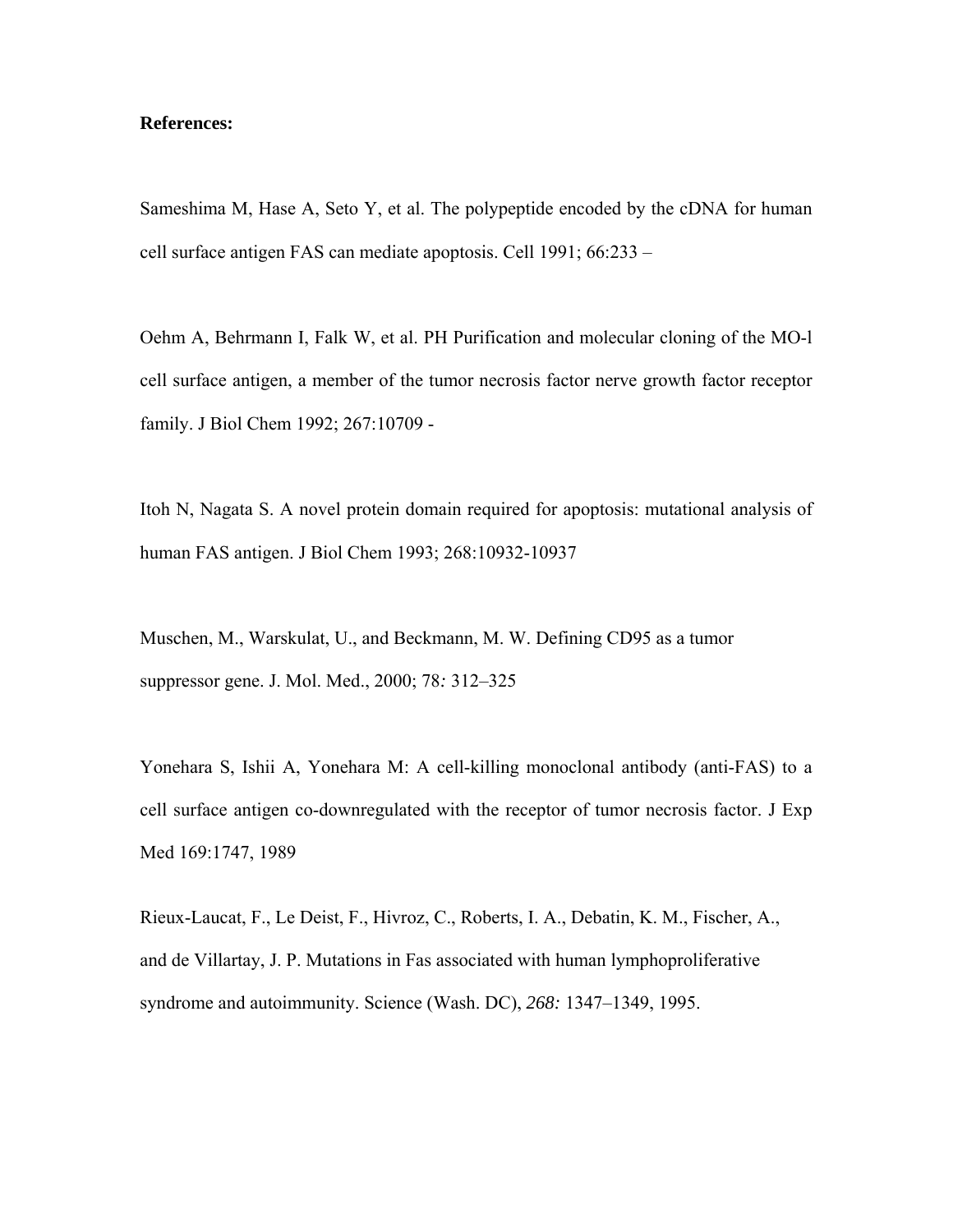**References:**

Sameshima M, Hase A, Seto Y, et al. The polypeptide encoded by the cDNA for human cell surface antigen FAS can mediate apoptosis. Cell 1991; 66:233 –

Oehm A, Behrmann I, Falk W, et al. PH Purification and molecular cloning of the MO-l cell surface antigen, a member of the tumor necrosis factor nerve growth factor receptor family. J Biol Chem 1992; 267:10709 -

Itoh N, Nagata S. A novel protein domain required for apoptosis: mutational analysis of human FAS antigen. J Biol Chem 1993; 268:10932-10937

Muschen, M., Warskulat, U., and Beckmann, M. W. Defining CD95 as a tumor suppressor gene. J. Mol. Med., 2000; 78*:* 312–325

Yonehara S, Ishii A, Yonehara M: A cell-killing monoclonal antibody (anti-FAS) to a cell surface antigen co-downregulated with the receptor of tumor necrosis factor. J Exp Med 169:1747, 1989

Rieux-Laucat, F., Le Deist, F., Hivroz, C., Roberts, I. A., Debatin, K. M., Fischer, A., and de Villartay, J. P. Mutations in Fas associated with human lymphoproliferative syndrome and autoimmunity. Science (Wash. DC), *268:* 1347–1349, 1995.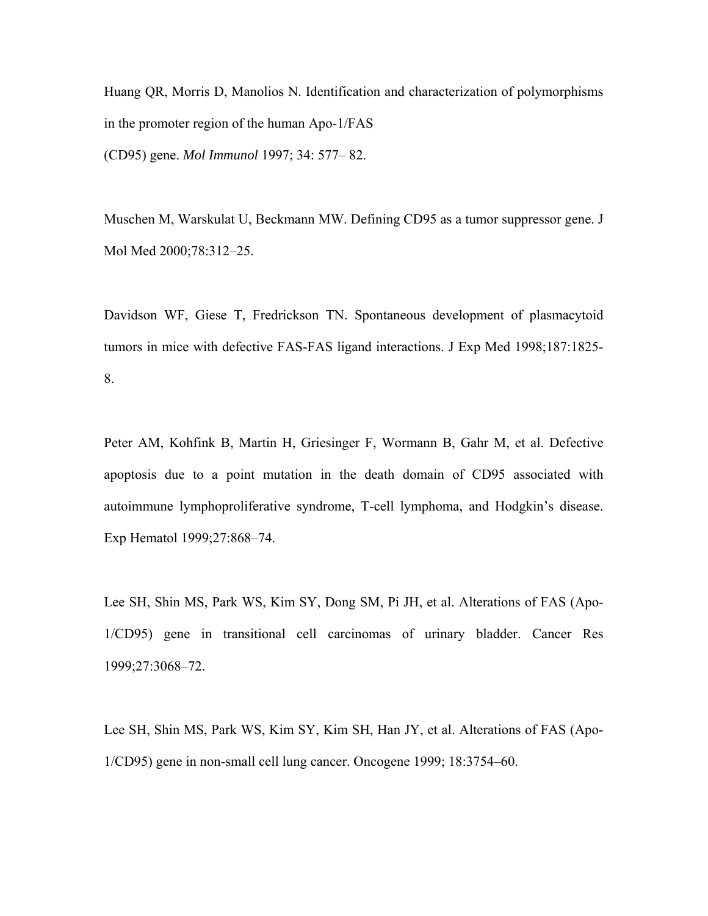Huang QR, Morris D, Manolios N. Identification and characterization of polymorphisms in the promoter region of the human Apo-1/FAS
(CD95) gene. *Mol Immunol* 1997; 34: 577– 82.

Muschen M, Warskulat U, Beckmann MW. Defining CD95 as a tumor suppressor gene. J Mol Med 2000;78:312–25.

Davidson WF, Giese T, Fredrickson TN. Spontaneous development of plasmacytoid tumors in mice with defective FAS-FAS ligand interactions. J Exp Med 1998;187:1825-8.

Peter AM, Kohfink B, Martin H, Griesinger F, Wormann B, Gahr M, et al. Defective apoptosis due to a point mutation in the death domain of CD95 associated with autoimmune lymphoproliferative syndrome, T-cell lymphoma, and Hodgkin's disease. Exp Hematol 1999;27:868–74.

Lee SH, Shin MS, Park WS, Kim SY, Dong SM, Pi JH, et al. Alterations of FAS (Apo-1/CD95) gene in transitional cell carcinomas of urinary bladder. Cancer Res 1999;27:3068–72.

Lee SH, Shin MS, Park WS, Kim SY, Kim SH, Han JY, et al. Alterations of FAS (Apo-1/CD95) gene in non-small cell lung cancer. Oncogene 1999; 18:3754–60.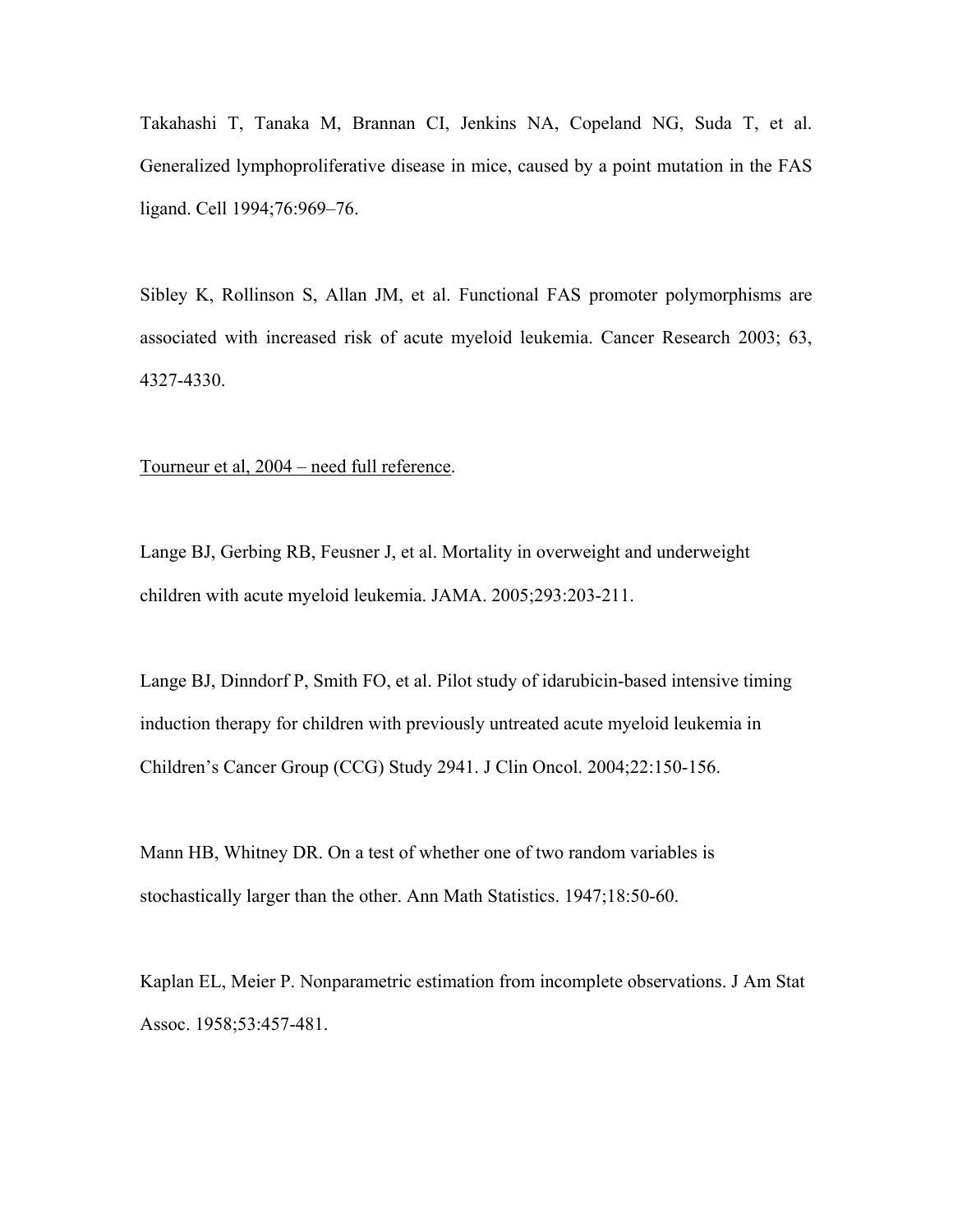Takahashi T, Tanaka M, Brannan CI, Jenkins NA, Copeland NG, Suda T, et al. Generalized lymphoproliferative disease in mice, caused by a point mutation in the FAS ligand. Cell 1994;76:969–76.

Sibley K, Rollinson S, Allan JM, et al. Functional FAS promoter polymorphisms are associated with increased risk of acute myeloid leukemia. Cancer Research 2003; 63, 4327-4330.

<u>Tourneur et al, 2004 – need full reference</u>.

Lange BJ, Gerbing RB, Feusner J, et al. Mortality in overweight and underweight children with acute myeloid leukemia. JAMA. 2005;293:203-211.

Lange BJ, Dinndorf P, Smith FO, et al. Pilot study of idarubicin-based intensive timing induction therapy for children with previously untreated acute myeloid leukemia in Children's Cancer Group (CCG) Study 2941. J Clin Oncol. 2004;22:150-156.

Mann HB, Whitney DR. On a test of whether one of two random variables is stochastically larger than the other. Ann Math Statistics. 1947;18:50-60.

Kaplan EL, Meier P. Nonparametric estimation from incomplete observations. J Am Stat Assoc. 1958;53:457-481.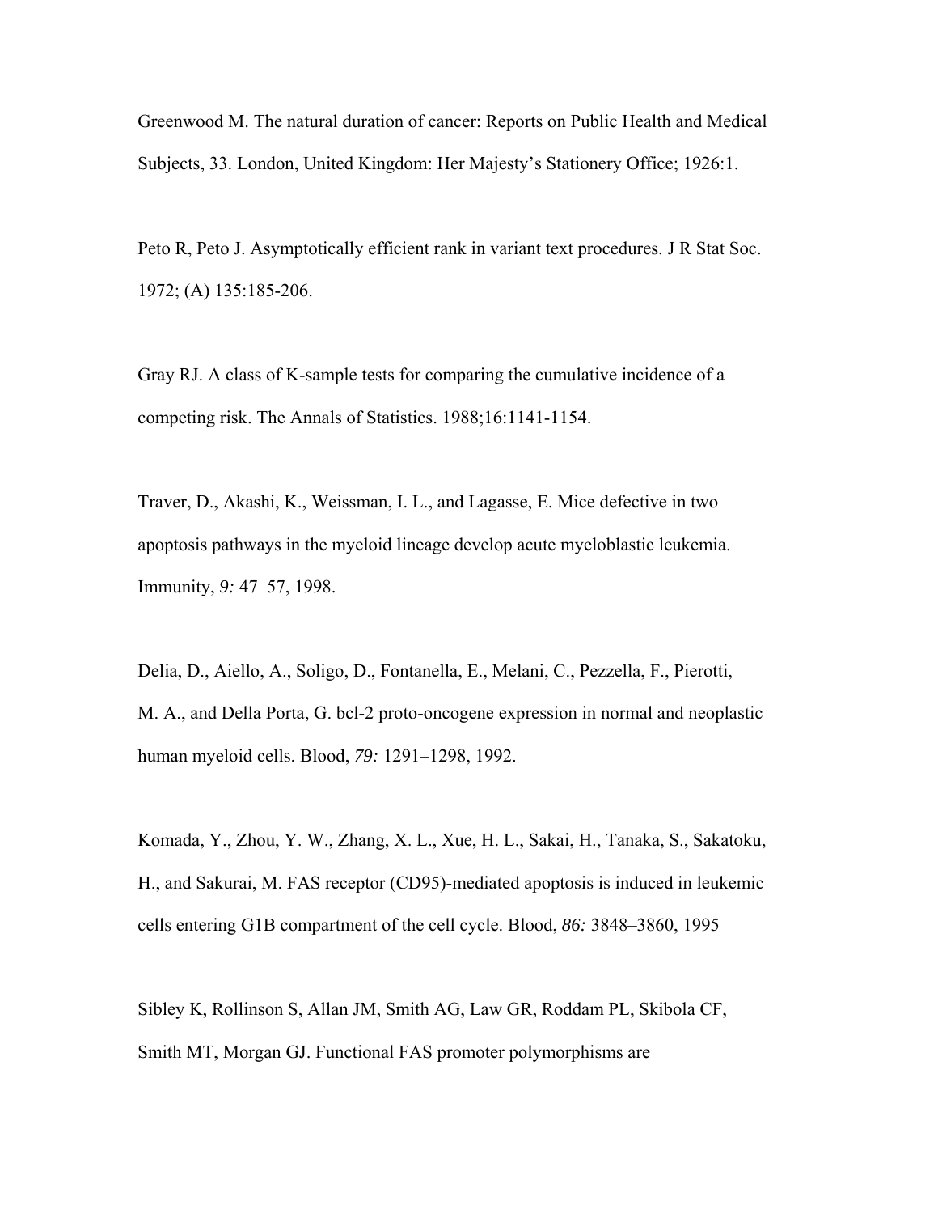Greenwood M. The natural duration of cancer: Reports on Public Health and Medical Subjects, 33. London, United Kingdom: Her Majesty's Stationery Office; 1926:1.

Peto R, Peto J. Asymptotically efficient rank in variant text procedures. J R Stat Soc. 1972; (A) 135:185-206.

Gray RJ. A class of K-sample tests for comparing the cumulative incidence of a competing risk. The Annals of Statistics. 1988;16:1141-1154.

Traver, D., Akashi, K., Weissman, I. L., and Lagasse, E. Mice defective in two apoptosis pathways in the myeloid lineage develop acute myeloblastic leukemia. Immunity, *9:* 47–57, 1998.

Delia, D., Aiello, A., Soligo, D., Fontanella, E., Melani, C., Pezzella, F., Pierotti, M. A., and Della Porta, G. bcl-2 proto-oncogene expression in normal and neoplastic human myeloid cells. Blood, *79:* 1291–1298, 1992.

Komada, Y., Zhou, Y. W., Zhang, X. L., Xue, H. L., Sakai, H., Tanaka, S., Sakatoku, H., and Sakurai, M. FAS receptor (CD95)-mediated apoptosis is induced in leukemic cells entering G1B compartment of the cell cycle. Blood, *86:* 3848–3860, 1995

Sibley K, Rollinson S, Allan JM, Smith AG, Law GR, Roddam PL, Skibola CF, Smith MT, Morgan GJ. Functional FAS promoter polymorphisms are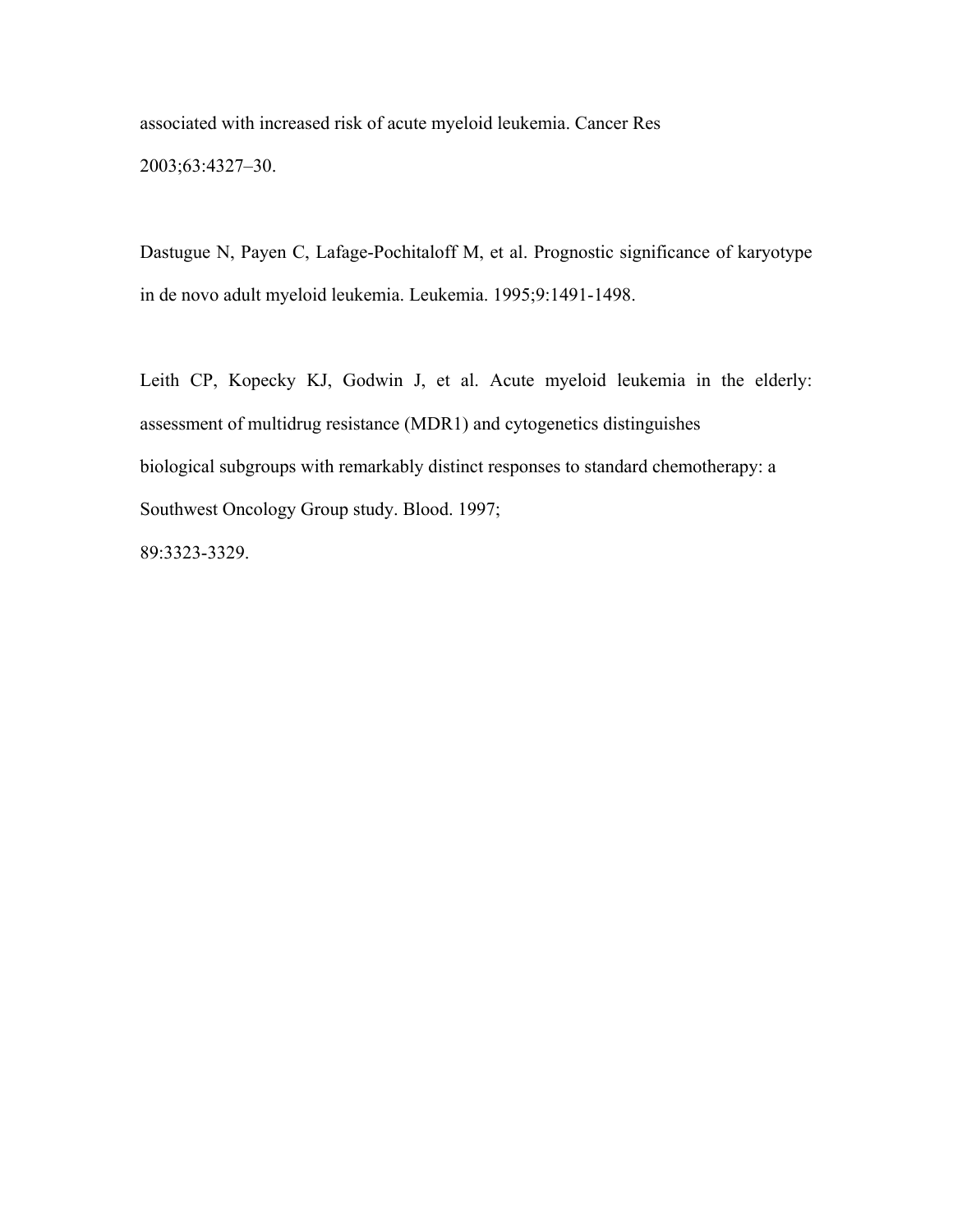associated with increased risk of acute myeloid leukemia. Cancer Res 2003;63:4327–30.

Dastugue N, Payen C, Lafage-Pochitaloff M, et al. Prognostic significance of karyotype in de novo adult myeloid leukemia. Leukemia. 1995;9:1491-1498.

Leith CP, Kopecky KJ, Godwin J, et al. Acute myeloid leukemia in the elderly: assessment of multidrug resistance (MDR1) and cytogenetics distinguishes biological subgroups with remarkably distinct responses to standard chemotherapy: a Southwest Oncology Group study. Blood. 1997; 89:3323-3329.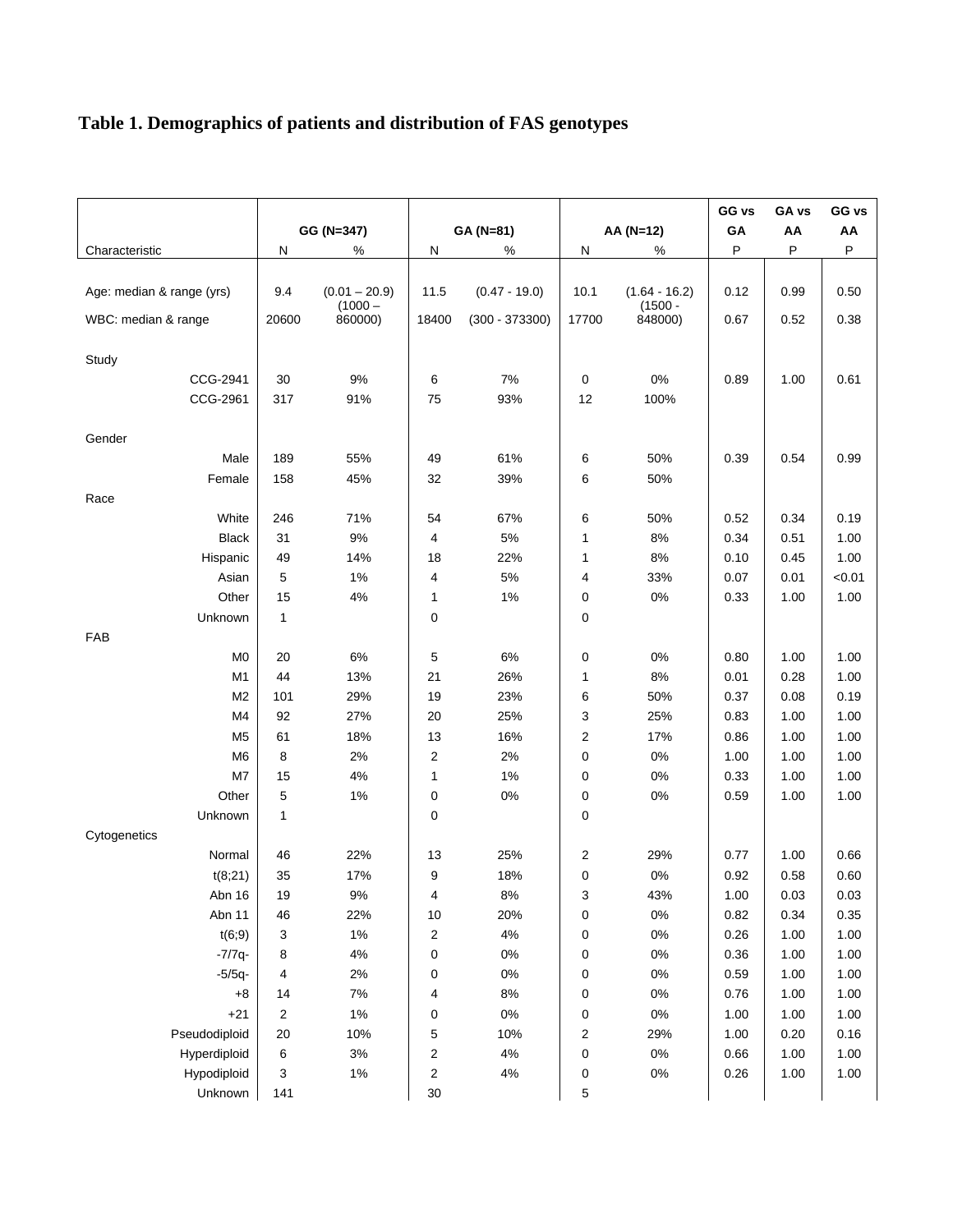# Table 1. Demographics of patients and distribution of FAS genotypes

| | GG (N=347) | | GA (N=81) | | AA (N=12) | | GG vs GA | GA vs AA | GG vs AA |
|---|---|---|---|---|---|---|---|---|---|
| Characteristic | N | % | N | % | N | % | P | P | P |
| Age: median & range (yrs) | 9.4 | (0.01 – 20.9) | 11.5 | (0.47 - 19.0) | 10.1 | (1.64 - 16.2) | 0.12 | 0.99 | 0.50 |
| WBC: median & range | 20600 | (1000 – 860000) | 18400 | (300 - 373300) | 17700 | (1500 - 848000) | 0.67 | 0.52 | 0.38 |
| Study | | | | | | | | | |
| CCG-2941 | 30 | 9% | 6 | 7% | 0 | 0% | 0.89 | 1.00 | 0.61 |
| CCG-2961 | 317 | 91% | 75 | 93% | 12 | 100% | | | |
| Gender | | | | | | | | | |
| Male | 189 | 55% | 49 | 61% | 6 | 50% | 0.39 | 0.54 | 0.99 |
| Female | 158 | 45% | 32 | 39% | 6 | 50% | | | |
| Race | | | | | | | | | |
| White | 246 | 71% | 54 | 67% | 6 | 50% | 0.52 | 0.34 | 0.19 |
| Black | 31 | 9% | 4 | 5% | 1 | 8% | 0.34 | 0.51 | 1.00 |
| Hispanic | 49 | 14% | 18 | 22% | 1 | 8% | 0.10 | 0.45 | 1.00 |
| Asian | 5 | 1% | 4 | 5% | 4 | 33% | 0.07 | 0.01 | <0.01 |
| Other | 15 | 4% | 1 | 1% | 0 | 0% | 0.33 | 1.00 | 1.00 |
| Unknown | 1 | | 0 | | 0 | | | | |
| FAB | | | | | | | | | |
| M0 | 20 | 6% | 5 | 6% | 0 | 0% | 0.80 | 1.00 | 1.00 |
| M1 | 44 | 13% | 21 | 26% | 1 | 8% | 0.01 | 0.28 | 1.00 |
| M2 | 101 | 29% | 19 | 23% | 6 | 50% | 0.37 | 0.08 | 0.19 |
| M4 | 92 | 27% | 20 | 25% | 3 | 25% | 0.83 | 1.00 | 1.00 |
| M5 | 61 | 18% | 13 | 16% | 2 | 17% | 0.86 | 1.00 | 1.00 |
| M6 | 8 | 2% | 2 | 2% | 0 | 0% | 1.00 | 1.00 | 1.00 |
| M7 | 15 | 4% | 1 | 1% | 0 | 0% | 0.33 | 1.00 | 1.00 |
| Other | 5 | 1% | 0 | 0% | 0 | 0% | 0.59 | 1.00 | 1.00 |
| Unknown | 1 | | 0 | | 0 | | | | |
| Cytogenetics | | | | | | | | | |
| Normal | 46 | 22% | 13 | 25% | 2 | 29% | 0.77 | 1.00 | 0.66 |
| t(8;21) | 35 | 17% | 9 | 18% | 0 | 0% | 0.92 | 0.58 | 0.60 |
| Abn 16 | 19 | 9% | 4 | 8% | 3 | 43% | 1.00 | 0.03 | 0.03 |
| Abn 11 | 46 | 22% | 10 | 20% | 0 | 0% | 0.82 | 0.34 | 0.35 |
| t(6;9) | 3 | 1% | 2 | 4% | 0 | 0% | 0.26 | 1.00 | 1.00 |
| -7/7q- | 8 | 4% | 0 | 0% | 0 | 0% | 0.36 | 1.00 | 1.00 |
| -5/5q- | 4 | 2% | 0 | 0% | 0 | 0% | 0.59 | 1.00 | 1.00 |
| +8 | 14 | 7% | 4 | 8% | 0 | 0% | 0.76 | 1.00 | 1.00 |
| +21 | 2 | 1% | 0 | 0% | 0 | 0% | 1.00 | 1.00 | 1.00 |
| Pseudodiploid | 20 | 10% | 5 | 10% | 2 | 29% | 1.00 | 0.20 | 0.16 |
| Hyperdiploid | 6 | 3% | 2 | 4% | 0 | 0% | 0.66 | 1.00 | 1.00 |
| Hypodiploid | 3 | 1% | 2 | 4% | 0 | 0% | 0.26 | 1.00 | 1.00 |
| Unknown | 141 | | 30 | | 5 | | | | |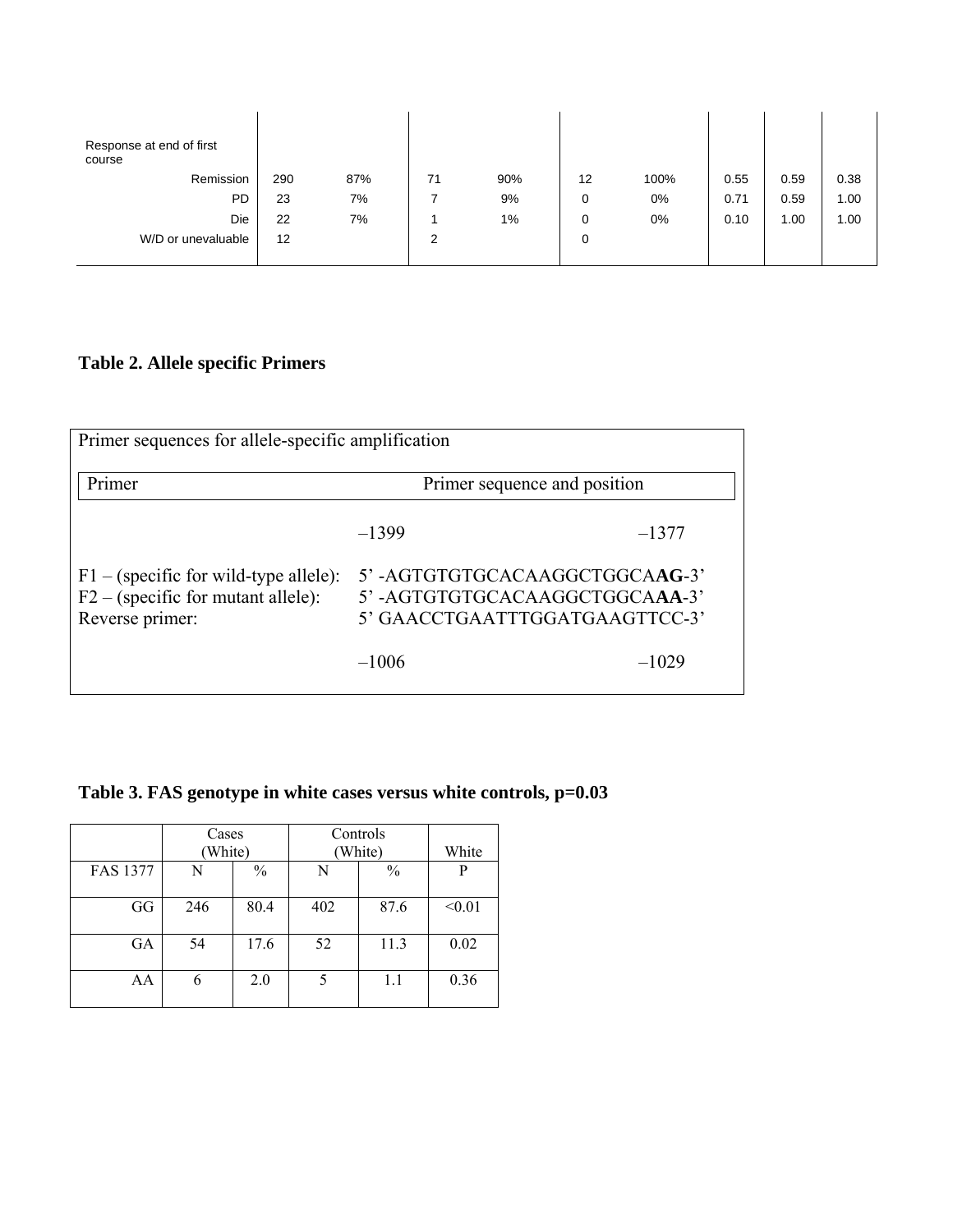| | | | | | | | | | |
|---|---|---|---|---|---|---|---|---|---|
| Response at end of first course | | | | | | | | | |
| Remission | 290 | 87% | 71 | 90% | 12 | 100% | 0.55 | 0.59 | 0.38 |
| PD | 23 | 7% | 7 | 9% | 0 | 0% | 0.71 | 0.59 | 1.00 |
| Die | 22 | 7% | 1 | 1% | 0 | 0% | 0.10 | 1.00 | 1.00 |
| W/D or unevaluable | 12 | | 2 | | 0 | | | | |

**Table 2. Allele specific Primers**

| Primer sequences for allele-specific amplification | |
|---|---|
| Primer | Primer sequence and position |
| | –1399 –1377 |
| F1 – (specific for wild-type allele): | 5' -AGTGTGTGCACAAGGCTGGCA**AG**-3' |
| F2 – (specific for mutant allele): | 5' -AGTGTGTGCACAAGGCTGGCA**AA**-3' |
| Reverse primer: | 5' GAACCTGAATTTGGATGAAGTTCC-3' |
| | –1006 –1029 |

**Table 3. FAS genotype in white cases versus white controls, p=0.03**

| | Cases (White) | | Controls (White) | | White |
|---|---|---|---|---|---|
| FAS 1377 | N | % | N | % | P |
| GG | 246 | 80.4 | 402 | 87.6 | <0.01 |
| GA | 54 | 17.6 | 52 | 11.3 | 0.02 |
| AA | 6 | 2.0 | 5 | 1.1 | 0.36 |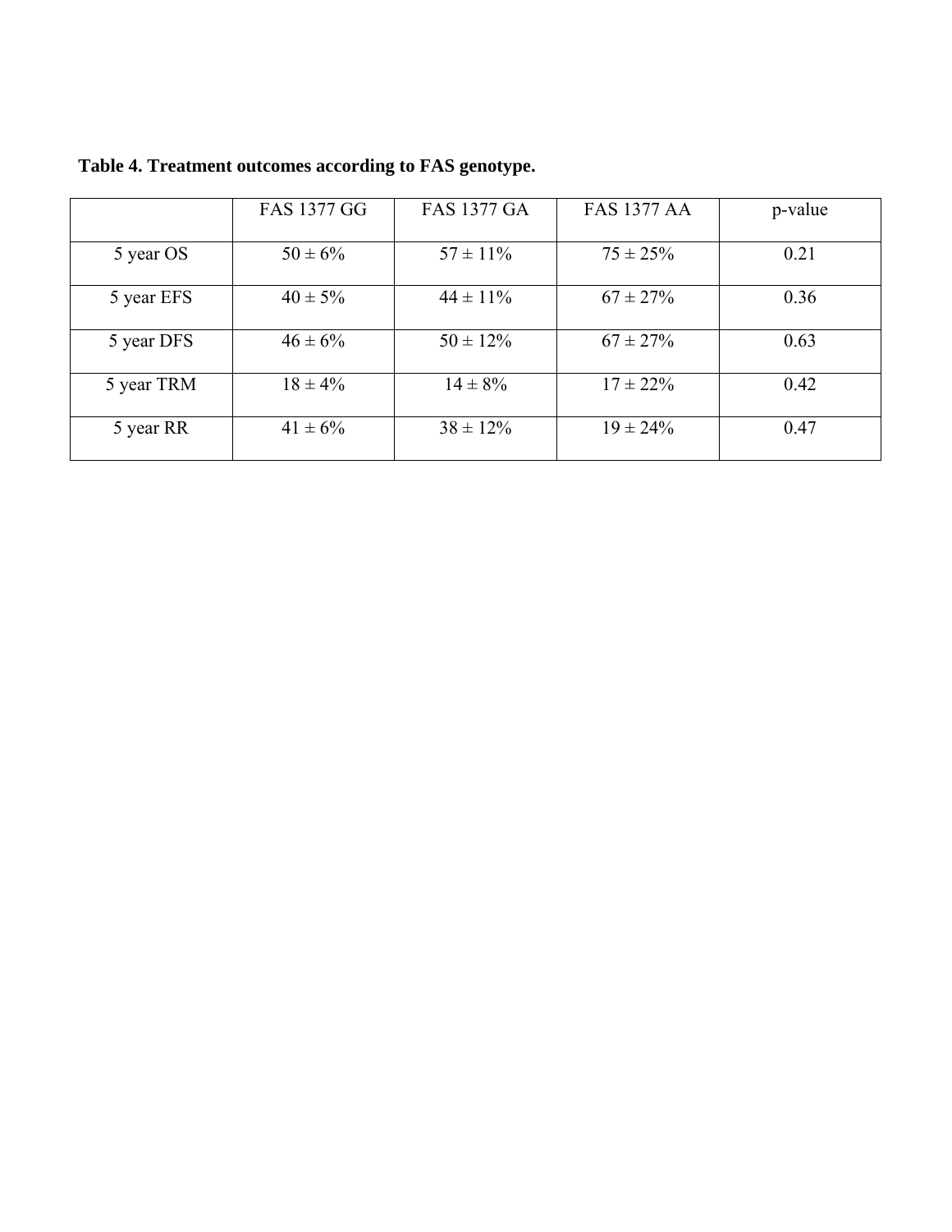**Table 4. Treatment outcomes according to FAS genotype.**

| | FAS 1377 GG | FAS 1377 GA | FAS 1377 AA | p-value |
|---|---|---|---|---|
| 5 year OS | 50 ± 6% | 57 ± 11% | 75 ± 25% | 0.21 |
| 5 year EFS | 40 ± 5% | 44 ± 11% | 67 ± 27% | 0.36 |
| 5 year DFS | 46 ± 6% | 50 ± 12% | 67 ± 27% | 0.63 |
| 5 year TRM | 18 ± 4% | 14 ± 8% | 17 ± 22% | 0.42 |
| 5 year RR | 41 ± 6% | 38 ± 12% | 19 ± 24% | 0.47 |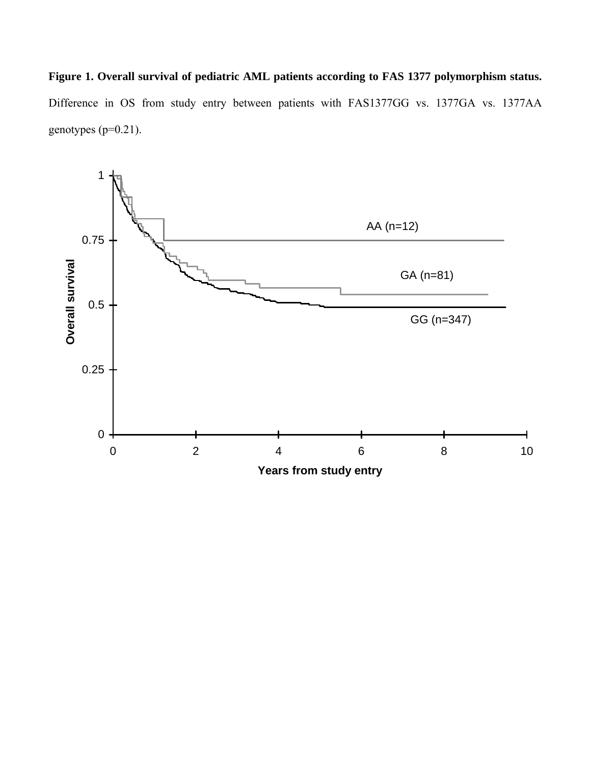**Figure 1. Overall survival of pediatric AML patients according to FAS 1377 polymorphism status.** Difference in OS from study entry between patients with FAS1377GG vs. 1377GA vs. 1377AA genotypes (p=0.21).

Overall survival

1

0.75

0.5

0.25

0

0 2 4 6 8 10

Years from study entry

AA (n=12)

GA (n=81)

GG (n=347)